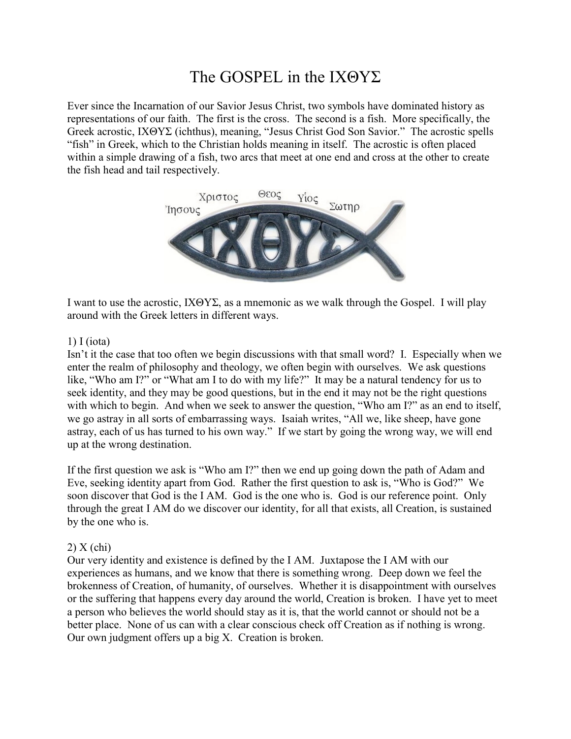# The GOSPEL in the ΙΧΘΥΣ

Ever since the Incarnation of our Savior Jesus Christ, two symbols have dominated history as representations of our faith. The first is the cross. The second is a fish. More specifically, the Greek acrostic, ΙΧΘΥΣ (ichthus), meaning, "Jesus Christ God Son Savior." The acrostic spells "fish" in Greek, which to the Christian holds meaning in itself. The acrostic is often placed within a simple drawing of a fish, two arcs that meet at one end and cross at the other to create the fish head and tail respectively.

I want to use the acrostic, ΙΧΘΥΣ, as a mnemonic as we walk through the Gospel. I will play around with the Greek letters in different ways.

1) I (iota)

Isn't it the case that too often we begin discussions with that small word? I. Especially when we enter the realm of philosophy and theology, we often begin with ourselves. We ask questions like, "Who am I?" or "What am I to do with my life?" It may be a natural tendency for us to seek identity, and they may be good questions, but in the end it may not be the right questions with which to begin. And when we seek to answer the question, "Who am I?" as an end to itself, we go astray in all sorts of embarrassing ways. Isaiah writes, "All we, like sheep, have gone astray, each of us has turned to his own way." If we start by going the wrong way, we will end up at the wrong destination.

If the first question we ask is "Who am I?" then we end up going down the path of Adam and Eve, seeking identity apart from God. Rather the first question to ask is, "Who is God?" We soon discover that God is the I AM. God is the one who is. God is our reference point. Only through the great I AM do we discover our identity, for all that exists, all Creation, is sustained by the one who is.

2) X (chi)

Our very identity and existence is defined by the I AM. Juxtapose the I AM with our experiences as humans, and we know that there is something wrong. Deep down we feel the brokenness of Creation, of humanity, of ourselves. Whether it is disappointment with ourselves or the suffering that happens every day around the world, Creation is broken. I have yet to meet a person who believes the world should stay as it is, that the world cannot or should not be a better place. None of us can with a clear conscious check off Creation as if nothing is wrong. Our own judgment offers up a big X. Creation is broken.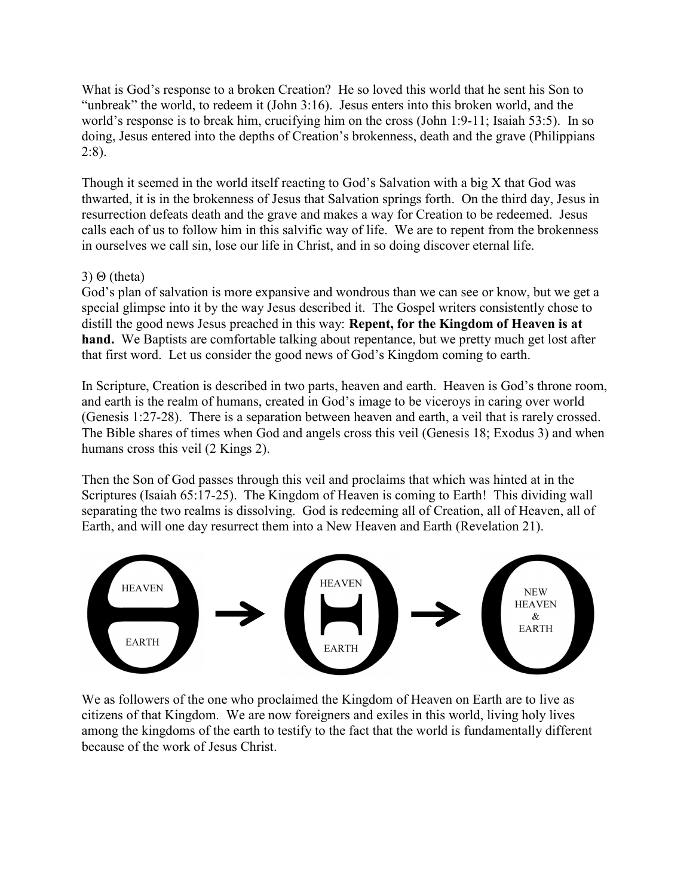What is God's response to a broken Creation? He so loved this world that he sent his Son to "unbreak" the world, to redeem it (John 3:16). Jesus enters into this broken world, and the world's response is to break him, crucifying him on the cross (John 1:9-11; Isaiah 53:5). In so doing, Jesus entered into the depths of Creation's brokenness, death and the grave (Philippians 2:8).

Though it seemed in the world itself reacting to God's Salvation with a big X that God was thwarted, it is in the brokenness of Jesus that Salvation springs forth. On the third day, Jesus in resurrection defeats death and the grave and makes a way for Creation to be redeemed. Jesus calls each of us to follow him in this salvific way of life. We are to repent from the brokenness in ourselves we call sin, lose our life in Christ, and in so doing discover eternal life.

3) Θ (theta)

God's plan of salvation is more expansive and wondrous than we can see or know, but we get a special glimpse into it by the way Jesus described it. The Gospel writers consistently chose to distill the good news Jesus preached in this way: **Repent, for the Kingdom of Heaven is at hand.** We Baptists are comfortable talking about repentance, but we pretty much get lost after that first word. Let us consider the good news of God's Kingdom coming to earth.

In Scripture, Creation is described in two parts, heaven and earth. Heaven is God's throne room, and earth is the realm of humans, created in God's image to be viceroys in caring over world (Genesis 1:27-28). There is a separation between heaven and earth, a veil that is rarely crossed. The Bible shares of times when God and angels cross this veil (Genesis 18; Exodus 3) and when humans cross this veil (2 Kings 2).

Then the Son of God passes through this veil and proclaims that which was hinted at in the Scriptures (Isaiah 65:17-25). The Kingdom of Heaven is coming to Earth! This dividing wall separating the two realms is dissolving. God is redeeming all of Creation, all of Heaven, all of Earth, and will one day resurrect them into a New Heaven and Earth (Revelation 21).

HEAVEN / EARTH → HEAVEN / EARTH → NEW HEAVEN & EARTH

We as followers of the one who proclaimed the Kingdom of Heaven on Earth are to live as citizens of that Kingdom. We are now foreigners and exiles in this world, living holy lives among the kingdoms of the earth to testify to the fact that the world is fundamentally different because of the work of Jesus Christ.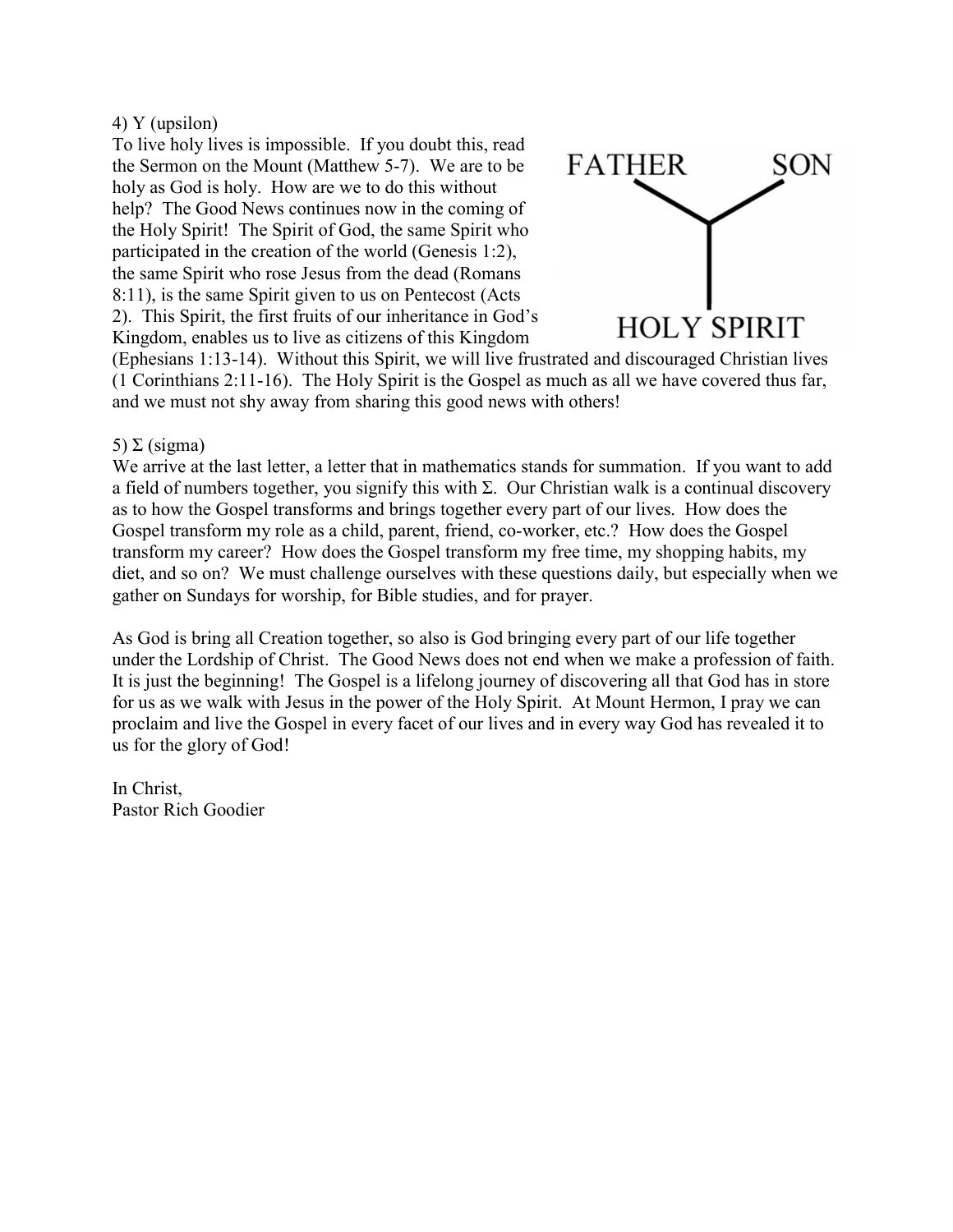4) Y (upsilon)

To live holy lives is impossible. If you doubt this, read the Sermon on the Mount (Matthew 5-7). We are to be holy as God is holy. How are we to do this without help? The Good News continues now in the coming of the Holy Spirit! The Spirit of God, the same Spirit who participated in the creation of the world (Genesis 1:2), the same Spirit who rose Jesus from the dead (Romans 8:11), is the same Spirit given to us on Pentecost (Acts 2). This Spirit, the first fruits of our inheritance in God's Kingdom, enables us to live as citizens of this Kingdom (Ephesians 1:13-14). Without this Spirit, we will live frustrated and discouraged Christian lives (1 Corinthians 2:11-16). The Holy Spirit is the Gospel as much as all we have covered thus far, and we must not shy away from sharing this good news with others!

FATHER

SON

HOLY SPIRIT

5) Σ (sigma)

We arrive at the last letter, a letter that in mathematics stands for summation. If you want to add a field of numbers together, you signify this with Σ. Our Christian walk is a continual discovery as to how the Gospel transforms and brings together every part of our lives. How does the Gospel transform my role as a child, parent, friend, co-worker, etc.? How does the Gospel transform my career? How does the Gospel transform my free time, my shopping habits, my diet, and so on? We must challenge ourselves with these questions daily, but especially when we gather on Sundays for worship, for Bible studies, and for prayer.

As God is bring all Creation together, so also is God bringing every part of our life together under the Lordship of Christ. The Good News does not end when we make a profession of faith. It is just the beginning! The Gospel is a lifelong journey of discovering all that God has in store for us as we walk with Jesus in the power of the Holy Spirit. At Mount Hermon, I pray we can proclaim and live the Gospel in every facet of our lives and in every way God has revealed it to us for the glory of God!

In Christ,
Pastor Rich Goodier